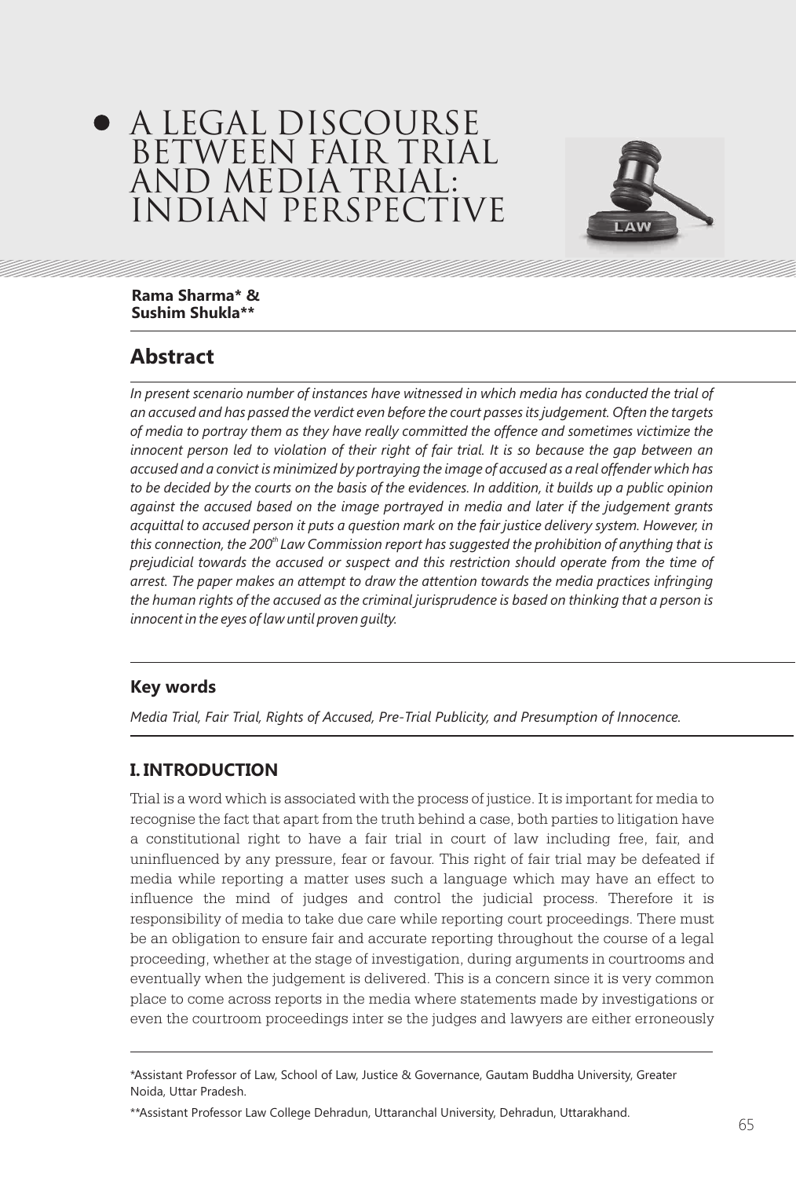# A LEGAL DISCOURSE BETWEEN FAIR TRIAL AND MEDIA TRIAL: INDIAN PERSPECTIVE

**Rama Sharma* & Sushim Shukla****

## Abstract

*In present scenario number of instances have witnessed in which media has conducted the trial of an accused and has passed the verdict even before the court passes its judgement. Often the targets of media to portray them as they have really committed the offence and sometimes victimize the innocent person led to violation of their right of fair trial. It is so because the gap between an accused and a convict is minimized by portraying the image of accused as a real offender which has to be decided by the courts on the basis of the evidences. In addition, it builds up a public opinion against the accused based on the image portrayed in media and later if the judgement grants acquittal to accused person it puts a question mark on the fair justice delivery system. However, in this connection, the 200th Law Commission report has suggested the prohibition of anything that is prejudicial towards the accused or suspect and this restriction should operate from the time of arrest. The paper makes an attempt to draw the attention towards the media practices infringing the human rights of the accused as the criminal jurisprudence is based on thinking that a person is innocent in the eyes of law until proven guilty.*

### Key words

*Media Trial, Fair Trial, Rights of Accused, Pre-Trial Publicity, and Presumption of Innocence.*

## I. INTRODUCTION

Trial is a word which is associated with the process of justice. It is important for media to recognise the fact that apart from the truth behind a case, both parties to litigation have a constitutional right to have a fair trial in court of law including free, fair, and uninfluenced by any pressure, fear or favour. This right of fair trial may be defeated if media while reporting a matter uses such a language which may have an effect to influence the mind of judges and control the judicial process. Therefore it is responsibility of media to take due care while reporting court proceedings. There must be an obligation to ensure fair and accurate reporting throughout the course of a legal proceeding, whether at the stage of investigation, during arguments in courtrooms and eventually when the judgement is delivered. This is a concern since it is very common place to come across reports in the media where statements made by investigations or even the courtroom proceedings inter se the judges and lawyers are either erroneously

---

*Assistant Professor of Law, School of Law, Justice & Governance, Gautam Buddha University, Greater Noida, Uttar Pradesh.

**Assistant Professor Law College Dehradun, Uttaranchal University, Dehradun, Uttarakhand.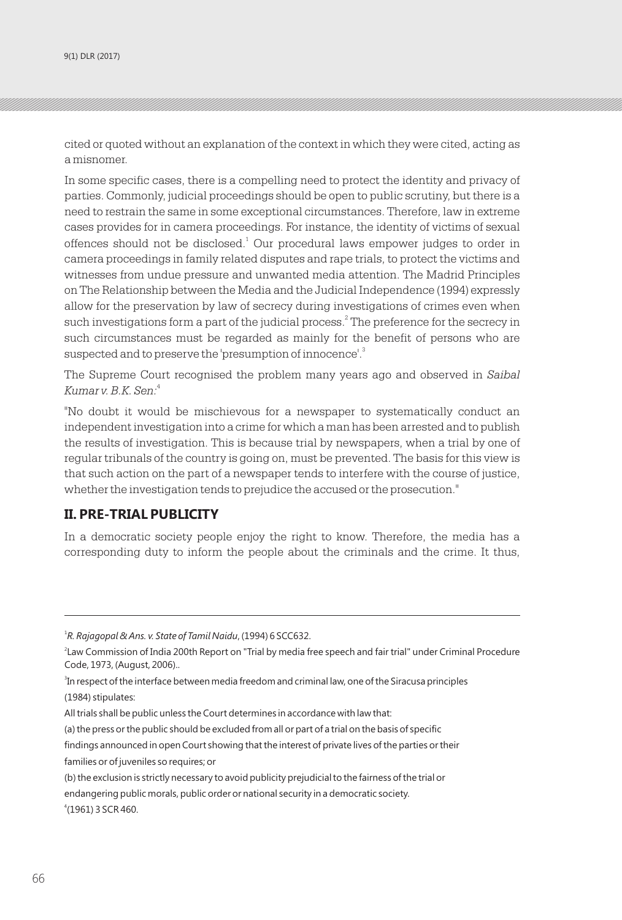cited or quoted without an explanation of the context in which they were cited, acting as a misnomer.

In some specific cases, there is a compelling need to protect the identity and privacy of parties. Commonly, judicial proceedings should be open to public scrutiny, but there is a need to restrain the same in some exceptional circumstances. Therefore, law in extreme cases provides for in camera proceedings. For instance, the identity of victims of sexual offences should not be disclosed.[1] Our procedural laws empower judges to order in camera proceedings in family related disputes and rape trials, to protect the victims and witnesses from undue pressure and unwanted media attention. The Madrid Principles on The Relationship between the Media and the Judicial Independence (1994) expressly allow for the preservation by law of secrecy during investigations of crimes even when such investigations form a part of the judicial process.[2] The preference for the secrecy in such circumstances must be regarded as mainly for the benefit of persons who are suspected and to preserve the 'presumption of innocence'.[3]

The Supreme Court recognised the problem many years ago and observed in *Saibal Kumar v. B.K. Sen:*[4]

"No doubt it would be mischievous for a newspaper to systematically conduct an independent investigation into a crime for which a man has been arrested and to publish the results of investigation. This is because trial by newspapers, when a trial by one of regular tribunals of the country is going on, must be prevented. The basis for this view is that such action on the part of a newspaper tends to interfere with the course of justice, whether the investigation tends to prejudice the accused or the prosecution."

## II. PRE-TRIAL PUBLICITY

In a democratic society people enjoy the right to know. Therefore, the media has a corresponding duty to inform the people about the criminals and the crime. It thus,

---

[1] *R. Rajagopal & Ans. v. State of Tamil Naidu*, (1994) 6 SCC632.

[2] Law Commission of India 200th Report on "Trial by media free speech and fair trial" under Criminal Procedure Code, 1973, (August, 2006)..

[3] In respect of the interface between media freedom and criminal law, one of the Siracusa principles (1984) stipulates:

All trials shall be public unless the Court determines in accordance with law that:

(a) the press or the public should be excluded from all or part of a trial on the basis of specific findings announced in open Court showing that the interest of private lives of the parties or their families or of juveniles so requires; or

(b) the exclusion is strictly necessary to avoid publicity prejudicial to the fairness of the trial or endangering public morals, public order or national security in a democratic society.

[4] (1961) 3 SCR 460.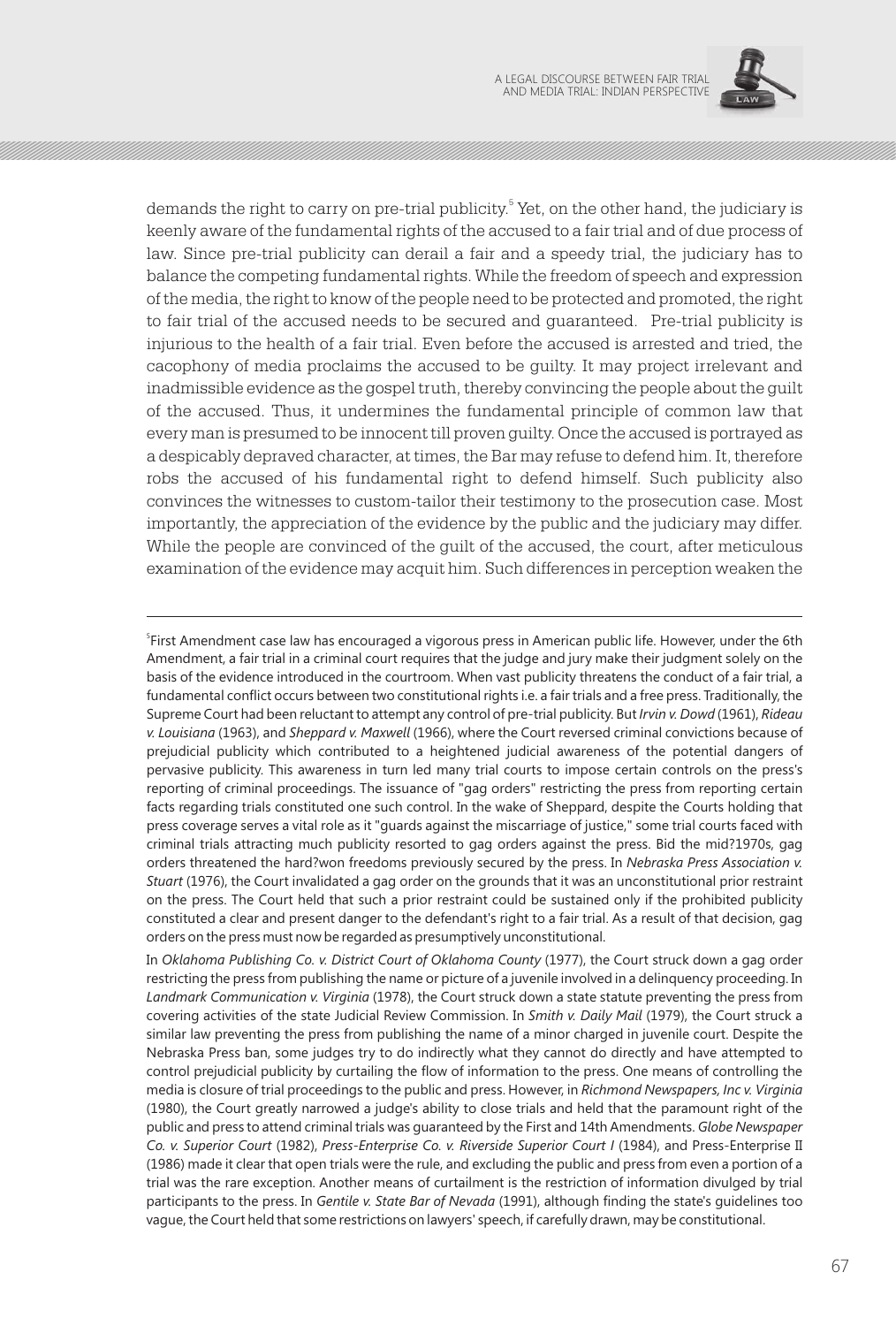demands the right to carry on pre-trial publicity.[5] Yet, on the other hand, the judiciary is keenly aware of the fundamental rights of the accused to a fair trial and of due process of law. Since pre-trial publicity can derail a fair and a speedy trial, the judiciary has to balance the competing fundamental rights. While the freedom of speech and expression of the media, the right to know of the people need to be protected and promoted, the right to fair trial of the accused needs to be secured and guaranteed. Pre-trial publicity is injurious to the health of a fair trial. Even before the accused is arrested and tried, the cacophony of media proclaims the accused to be guilty. It may project irrelevant and inadmissible evidence as the gospel truth, thereby convincing the people about the guilt of the accused. Thus, it undermines the fundamental principle of common law that every man is presumed to be innocent till proven guilty. Once the accused is portrayed as a despicably depraved character, at times, the Bar may refuse to defend him. It, therefore robs the accused of his fundamental right to defend himself. Such publicity also convinces the witnesses to custom-tailor their testimony to the prosecution case. Most importantly, the appreciation of the evidence by the public and the judiciary may differ. While the people are convinced of the guilt of the accused, the court, after meticulous examination of the evidence may acquit him. Such differences in perception weaken the

---

[5]First Amendment case law has encouraged a vigorous press in American public life. However, under the 6th Amendment, a fair trial in a criminal court requires that the judge and jury make their judgment solely on the basis of the evidence introduced in the courtroom. When vast publicity threatens the conduct of a fair trial, a fundamental conflict occurs between two constitutional rights i.e. a fair trials and a free press. Traditionally, the Supreme Court had been reluctant to attempt any control of pre-trial publicity. But *Irvin v. Dowd* (1961), *Rideau v. Louisiana* (1963), and *Sheppard v. Maxwell* (1966), where the Court reversed criminal convictions because of prejudicial publicity which contributed to a heightened judicial awareness of the potential dangers of pervasive publicity. This awareness in turn led many trial courts to impose certain controls on the press's reporting of criminal proceedings. The issuance of "gag orders" restricting the press from reporting certain facts regarding trials constituted one such control. In the wake of Sheppard, despite the Courts holding that press coverage serves a vital role as it "guards against the miscarriage of justice," some trial courts faced with criminal trials attracting much publicity resorted to gag orders against the press. Bid the mid?1970s, gag orders threatened the hard?won freedoms previously secured by the press. In *Nebraska Press Association v. Stuart* (1976), the Court invalidated a gag order on the grounds that it was an unconstitutional prior restraint on the press. The Court held that such a prior restraint could be sustained only if the prohibited publicity constituted a clear and present danger to the defendant's right to a fair trial. As a result of that decision, gag orders on the press must now be regarded as presumptively unconstitutional.

In *Oklahoma Publishing Co. v. District Court of Oklahoma County* (1977), the Court struck down a gag order restricting the press from publishing the name or picture of a juvenile involved in a delinquency proceeding. In *Landmark Communication v. Virginia* (1978), the Court struck down a state statute preventing the press from covering activities of the state Judicial Review Commission. In *Smith v. Daily Mail* (1979), the Court struck a similar law preventing the press from publishing the name of a minor charged in juvenile court. Despite the Nebraska Press ban, some judges try to do indirectly what they cannot do directly and have attempted to control prejudicial publicity by curtailing the flow of information to the press. One means of controlling the media is closure of trial proceedings to the public and press. However, in *Richmond Newspapers, Inc v. Virginia* (1980), the Court greatly narrowed a judge's ability to close trials and held that the paramount right of the public and press to attend criminal trials was guaranteed by the First and 14th Amendments. *Globe Newspaper Co. v. Superior Court* (1982), *Press-Enterprise Co. v. Riverside Superior Court I* (1984), and Press-Enterprise II (1986) made it clear that open trials were the rule, and excluding the public and press from even a portion of a trial was the rare exception. Another means of curtailment is the restriction of information divulged by trial participants to the press. In *Gentile v. State Bar of Nevada* (1991), although finding the state's guidelines too vague, the Court held that some restrictions on lawyers' speech, if carefully drawn, may be constitutional.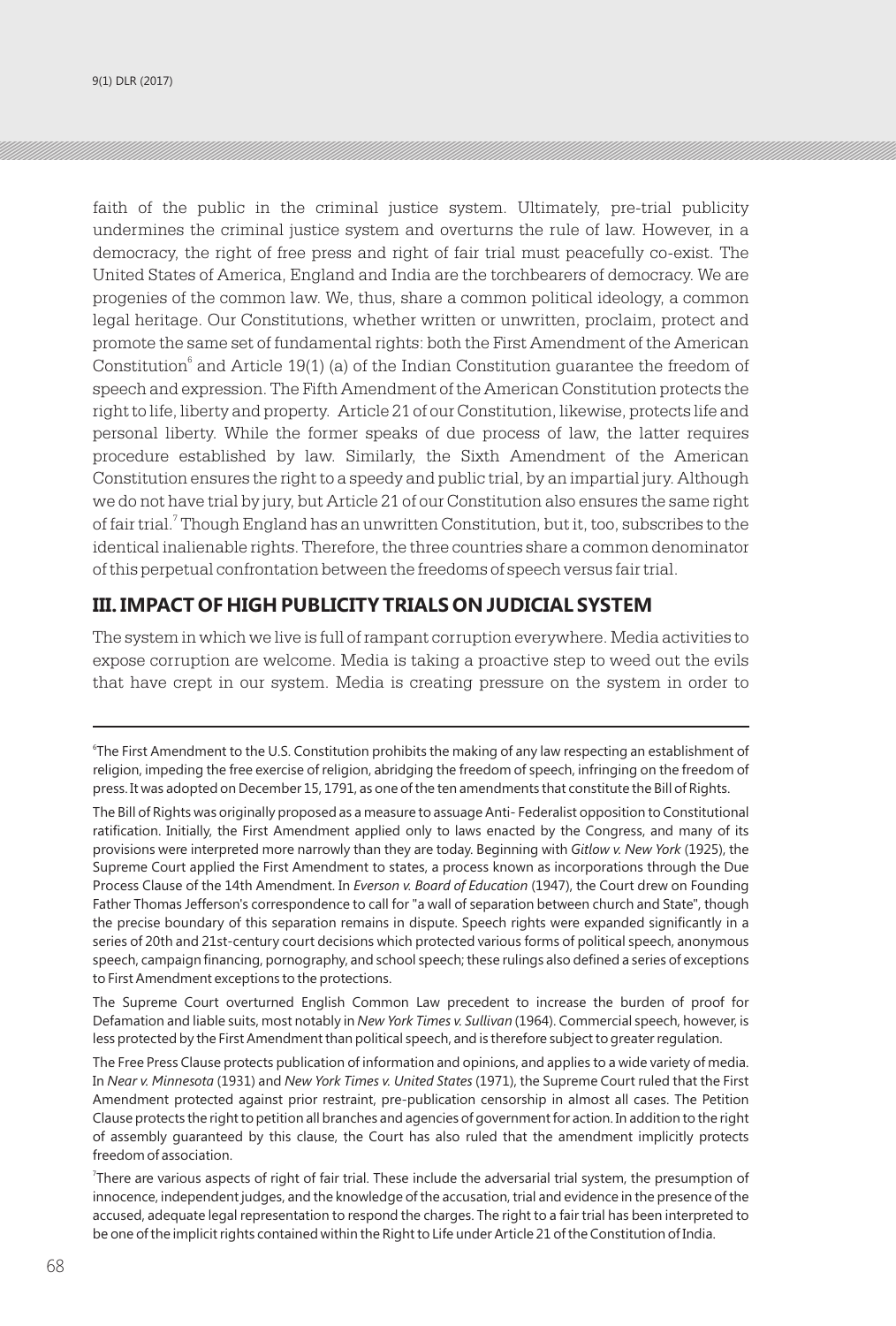faith of the public in the criminal justice system. Ultimately, pre-trial publicity undermines the criminal justice system and overturns the rule of law. However, in a democracy, the right of free press and right of fair trial must peacefully co-exist. The United States of America, England and India are the torchbearers of democracy. We are progenies of the common law. We, thus, share a common political ideology, a common legal heritage. Our Constitutions, whether written or unwritten, proclaim, protect and promote the same set of fundamental rights: both the First Amendment of the American Constitution[6] and Article 19(1) (a) of the Indian Constitution guarantee the freedom of speech and expression. The Fifth Amendment of the American Constitution protects the right to life, liberty and property. Article 21 of our Constitution, likewise, protects life and personal liberty. While the former speaks of due process of law, the latter requires procedure established by law. Similarly, the Sixth Amendment of the American Constitution ensures the right to a speedy and public trial, by an impartial jury. Although we do not have trial by jury, but Article 21 of our Constitution also ensures the same right of fair trial.[7] Though England has an unwritten Constitution, but it, too, subscribes to the identical inalienable rights. Therefore, the three countries share a common denominator of this perpetual confrontation between the freedoms of speech versus fair trial.

## III. IMPACT OF HIGH PUBLICITY TRIALS ON JUDICIAL SYSTEM

The system in which we live is full of rampant corruption everywhere. Media activities to expose corruption are welcome. Media is taking a proactive step to weed out the evils that have crept in our system. Media is creating pressure on the system in order to

---

[6] The First Amendment to the U.S. Constitution prohibits the making of any law respecting an establishment of religion, impeding the free exercise of religion, abridging the freedom of speech, infringing on the freedom of press. It was adopted on December 15, 1791, as one of the ten amendments that constitute the Bill of Rights.

The Bill of Rights was originally proposed as a measure to assuage Anti- Federalist opposition to Constitutional ratification. Initially, the First Amendment applied only to laws enacted by the Congress, and many of its provisions were interpreted more narrowly than they are today. Beginning with *Gitlow v. New York* (1925), the Supreme Court applied the First Amendment to states, a process known as incorporations through the Due Process Clause of the 14th Amendment. In *Everson v. Board of Education* (1947), the Court drew on Founding Father Thomas Jefferson's correspondence to call for "a wall of separation between church and State", though the precise boundary of this separation remains in dispute. Speech rights were expanded significantly in a series of 20th and 21st-century court decisions which protected various forms of political speech, anonymous speech, campaign financing, pornography, and school speech; these rulings also defined a series of exceptions to First Amendment exceptions to the protections.

The Supreme Court overturned English Common Law precedent to increase the burden of proof for Defamation and liable suits, most notably in *New York Times v. Sullivan* (1964). Commercial speech, however, is less protected by the First Amendment than political speech, and is therefore subject to greater regulation.

The Free Press Clause protects publication of information and opinions, and applies to a wide variety of media. In *Near v. Minnesota* (1931) and *New York Times v. United States* (1971), the Supreme Court ruled that the First Amendment protected against prior restraint, pre-publication censorship in almost all cases. The Petition Clause protects the right to petition all branches and agencies of government for action. In addition to the right of assembly guaranteed by this clause, the Court has also ruled that the amendment implicitly protects freedom of association.

[7] There are various aspects of right of fair trial. These include the adversarial trial system, the presumption of innocence, independent judges, and the knowledge of the accusation, trial and evidence in the presence of the accused, adequate legal representation to respond the charges. The right to a fair trial has been interpreted to be one of the implicit rights contained within the Right to Life under Article 21 of the Constitution of India.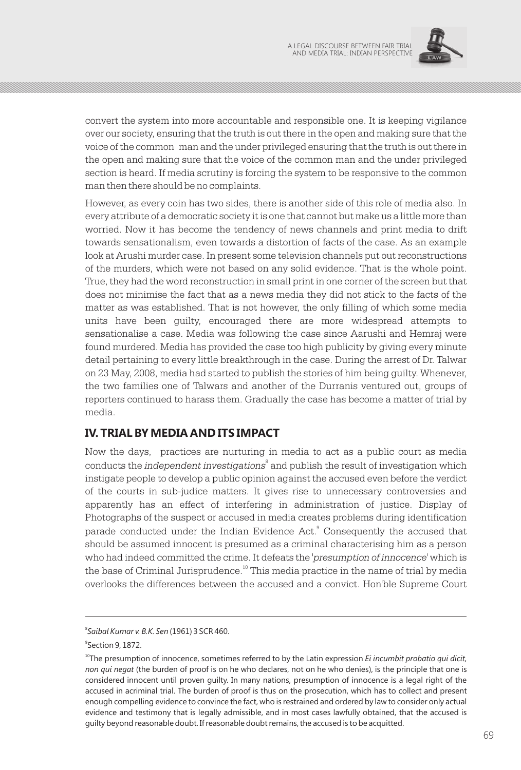convert the system into more accountable and responsible one. It is keeping vigilance over our society, ensuring that the truth is out there in the open and making sure that the voice of the common man and the under privileged ensuring that the truth is out there in the open and making sure that the voice of the common man and the under privileged section is heard. If media scrutiny is forcing the system to be responsive to the common man then there should be no complaints.

However, as every coin has two sides, there is another side of this role of media also. In every attribute of a democratic society it is one that cannot but make us a little more than worried. Now it has become the tendency of news channels and print media to drift towards sensationalism, even towards a distortion of facts of the case. As an example look at Arushi murder case. In present some television channels put out reconstructions of the murders, which were not based on any solid evidence. That is the whole point. True, they had the word reconstruction in small print in one corner of the screen but that does not minimise the fact that as a news media they did not stick to the facts of the matter as was established. That is not however, the only filling of which some media units have been guilty, encouraged there are more widespread attempts to sensationalise a case. Media was following the case since Aarushi and Hemraj were found murdered. Media has provided the case too high publicity by giving every minute detail pertaining to every little breakthrough in the case. During the arrest of Dr. Talwar on 23 May, 2008, media had started to publish the stories of him being guilty. Whenever, the two families one of Talwars and another of the Durranis ventured out, groups of reporters continued to harass them. Gradually the case has become a matter of trial by media.

## IV. TRIAL BY MEDIA AND ITS IMPACT

Now the days, practices are nurturing in media to act as a public court as media conducts the *independent investigations*[8] and publish the result of investigation which instigate people to develop a public opinion against the accused even before the verdict of the courts in sub-judice matters. It gives rise to unnecessary controversies and apparently has an effect of interfering in administration of justice. Display of Photographs of the suspect or accused in media creates problems during identification parade conducted under the Indian Evidence Act.[9] Consequently the accused that should be assumed innocent is presumed as a criminal characterising him as a person who had indeed committed the crime. It defeats the '*presumption of innocence*' which is the base of Criminal Jurisprudence.[10] This media practice in the name of trial by media overlooks the differences between the accused and a convict. Hon'ble Supreme Court

---

[8] *Saibal Kumar v. B.K. Sen* (1961) 3 SCR 460.

[9] Section 9, 1872.

[10] The presumption of innocence, sometimes referred to by the Latin expression *Ei incumbit probatio qui dicit, non qui negat* (the burden of proof is on he who declares, not on he who denies), is the principle that one is considered innocent until proven guilty. In many nations, presumption of innocence is a legal right of the accused in acriminal trial. The burden of proof is thus on the prosecution, which has to collect and present enough compelling evidence to convince the fact, who is restrained and ordered by law to consider only actual evidence and testimony that is legally admissible, and in most cases lawfully obtained, that the accused is guilty beyond reasonable doubt. If reasonable doubt remains, the accused is to be acquitted.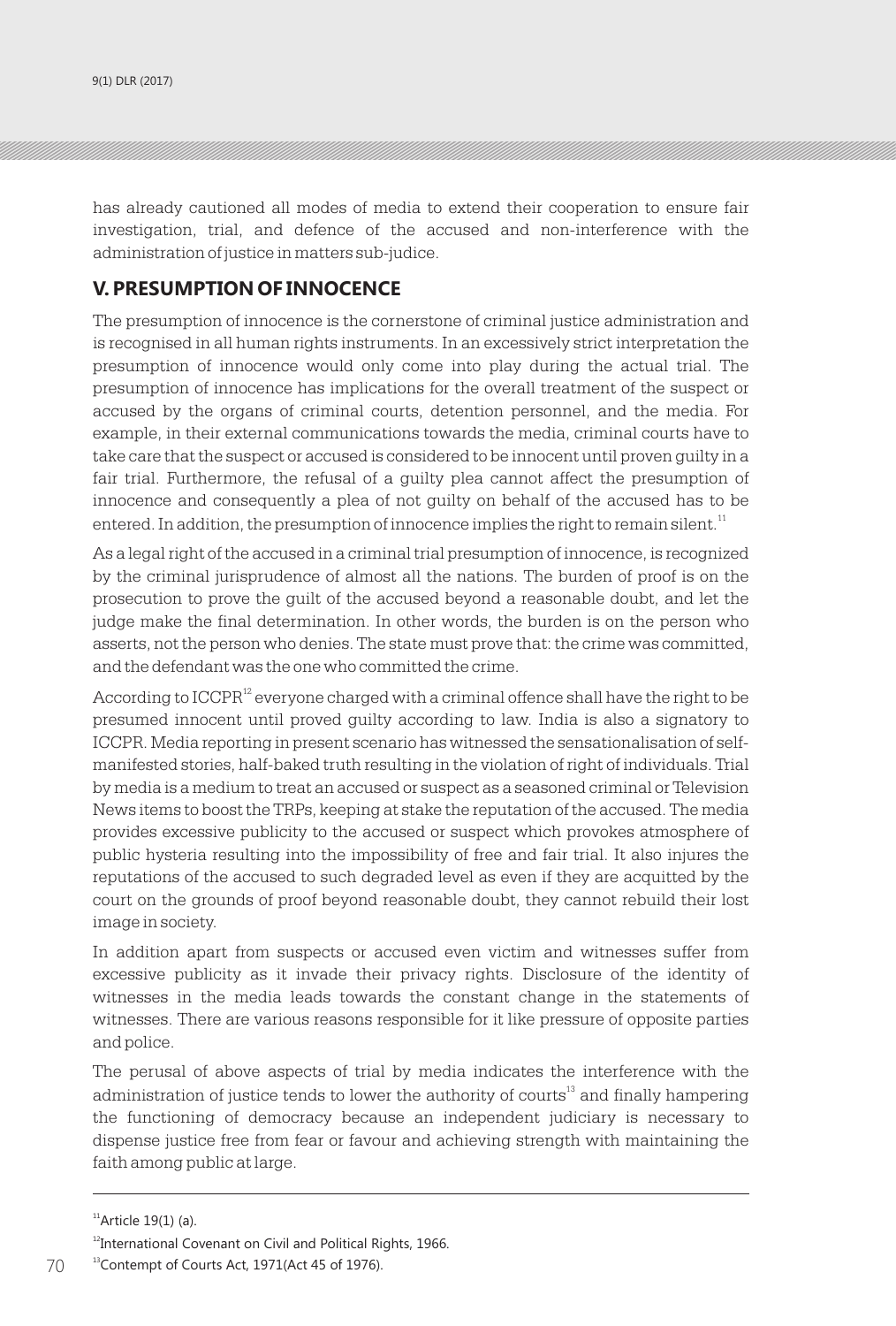has already cautioned all modes of media to extend their cooperation to ensure fair investigation, trial, and defence of the accused and non-interference with the administration of justice in matters sub-judice.

## V. PRESUMPTION OF INNOCENCE

The presumption of innocence is the cornerstone of criminal justice administration and is recognised in all human rights instruments. In an excessively strict interpretation the presumption of innocence would only come into play during the actual trial. The presumption of innocence has implications for the overall treatment of the suspect or accused by the organs of criminal courts, detention personnel, and the media. For example, in their external communications towards the media, criminal courts have to take care that the suspect or accused is considered to be innocent until proven guilty in a fair trial. Furthermore, the refusal of a guilty plea cannot affect the presumption of innocence and consequently a plea of not guilty on behalf of the accused has to be entered. In addition, the presumption of innocence implies the right to remain silent.[11]

As a legal right of the accused in a criminal trial presumption of innocence, is recognized by the criminal jurisprudence of almost all the nations. The burden of proof is on the prosecution to prove the guilt of the accused beyond a reasonable doubt, and let the judge make the final determination. In other words, the burden is on the person who asserts, not the person who denies. The state must prove that: the crime was committed, and the defendant was the one who committed the crime.

According to ICCPR[12] everyone charged with a criminal offence shall have the right to be presumed innocent until proved guilty according to law. India is also a signatory to ICCPR. Media reporting in present scenario has witnessed the sensationalisation of self-manifested stories, half-baked truth resulting in the violation of right of individuals. Trial by media is a medium to treat an accused or suspect as a seasoned criminal or Television News items to boost the TRPs, keeping at stake the reputation of the accused. The media provides excessive publicity to the accused or suspect which provokes atmosphere of public hysteria resulting into the impossibility of free and fair trial. It also injures the reputations of the accused to such degraded level as even if they are acquitted by the court on the grounds of proof beyond reasonable doubt, they cannot rebuild their lost image in society.

In addition apart from suspects or accused even victim and witnesses suffer from excessive publicity as it invade their privacy rights. Disclosure of the identity of witnesses in the media leads towards the constant change in the statements of witnesses. There are various reasons responsible for it like pressure of opposite parties and police.

The perusal of above aspects of trial by media indicates the interference with the administration of justice tends to lower the authority of courts[13] and finally hampering the functioning of democracy because an independent judiciary is necessary to dispense justice free from fear or favour and achieving strength with maintaining the faith among public at large.

---

[11] Article 19(1) (a).

[12] International Covenant on Civil and Political Rights, 1966.

[13] Contempt of Courts Act, 1971(Act 45 of 1976).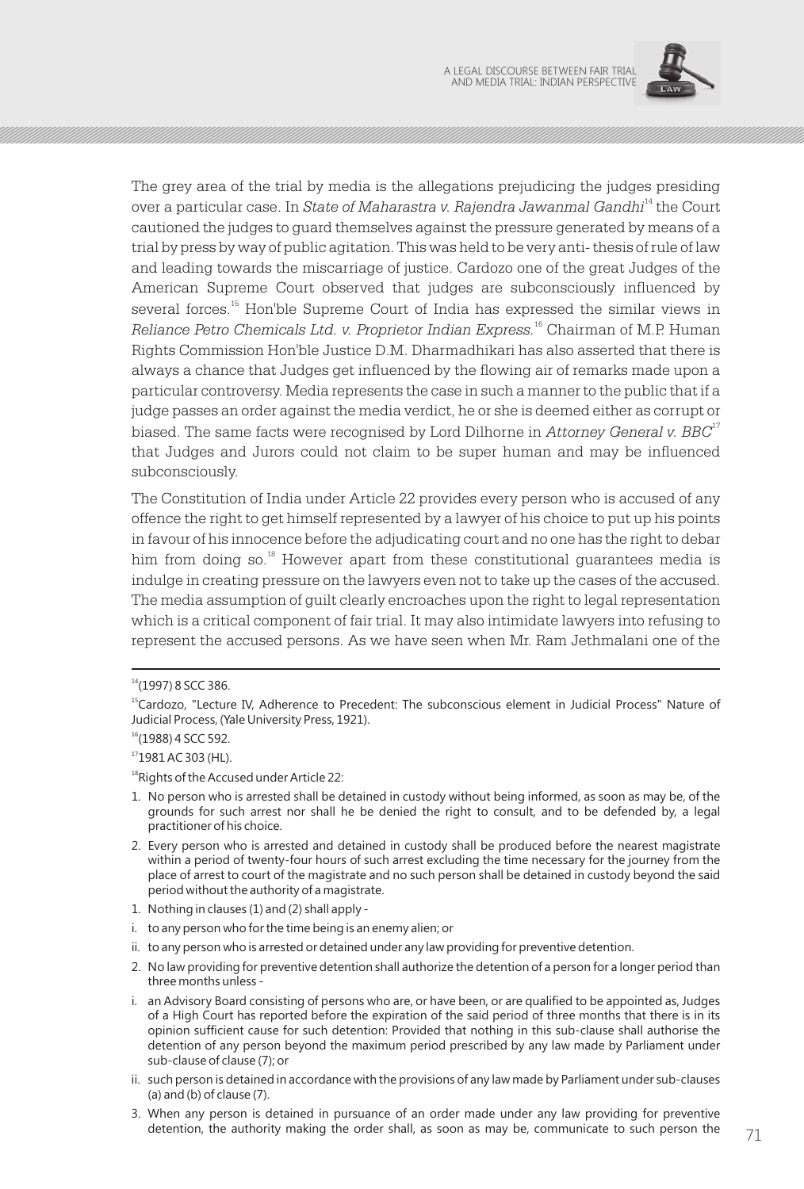The grey area of the trial by media is the allegations prejudicing the judges presiding over a particular case. In *State of Maharastra v. Rajendra Jawanmal Gandhi*[14] the Court cautioned the judges to guard themselves against the pressure generated by means of a trial by press by way of public agitation. This was held to be very anti- thesis of rule of law and leading towards the miscarriage of justice. Cardozo one of the great Judges of the American Supreme Court observed that judges are subconsciously influenced by several forces.[15] Hon'ble Supreme Court of India has expressed the similar views in *Reliance Petro Chemicals Ltd. v. Proprietor Indian Express.*[16] Chairman of M.P. Human Rights Commission Hon'ble Justice D.M. Dharmadhikari has also asserted that there is always a chance that Judges get influenced by the flowing air of remarks made upon a particular controversy. Media represents the case in such a manner to the public that if a judge passes an order against the media verdict, he or she is deemed either as corrupt or biased. The same facts were recognised by Lord Dilhorne in *Attorney General v. BBC*[17] that Judges and Jurors could not claim to be super human and may be influenced subconsciously.

The Constitution of India under Article 22 provides every person who is accused of any offence the right to get himself represented by a lawyer of his choice to put up his points in favour of his innocence before the adjudicating court and no one has the right to debar him from doing so.[18] However apart from these constitutional guarantees media is indulge in creating pressure on the lawyers even not to take up the cases of the accused. The media assumption of guilt clearly encroaches upon the right to legal representation which is a critical component of fair trial. It may also intimidate lawyers into refusing to represent the accused persons. As we have seen when Mr. Ram Jethmalani one of the

---

[14](1997) 8 SCC 386.

[15]Cardozo, "Lecture IV, Adherence to Precedent: The subconscious element in Judicial Process" Nature of Judicial Process, (Yale University Press, 1921).

[16](1988) 4 SCC 592.

[17]1981 AC 303 (HL).

[18]Rights of the Accused under Article 22:

1. No person who is arrested shall be detained in custody without being informed, as soon as may be, of the grounds for such arrest nor shall he be denied the right to consult, and to be defended by, a legal practitioner of his choice.
2. Every person who is arrested and detained in custody shall be produced before the nearest magistrate within a period of twenty-four hours of such arrest excluding the time necessary for the journey from the place of arrest to court of the magistrate and no such person shall be detained in custody beyond the said period without the authority of a magistrate.
1. Nothing in clauses (1) and (2) shall apply -
   i. to any person who for the time being is an enemy alien; or
   ii. to any person who is arrested or detained under any law providing for preventive detention.
2. No law providing for preventive detention shall authorize the detention of a person for a longer period than three months unless -
   i. an Advisory Board consisting of persons who are, or have been, or are qualified to be appointed as, Judges of a High Court has reported before the expiration of the said period of three months that there is in its opinion sufficient cause for such detention: Provided that nothing in this sub-clause shall authorise the detention of any person beyond the maximum period prescribed by any law made by Parliament under sub-clause of clause (7); or
   ii. such person is detained in accordance with the provisions of any law made by Parliament under sub-clauses (a) and (b) of clause (7).
3. When any person is detained in pursuance of an order made under any law providing for preventive detention, the authority making the order shall, as soon as may be, communicate to such person the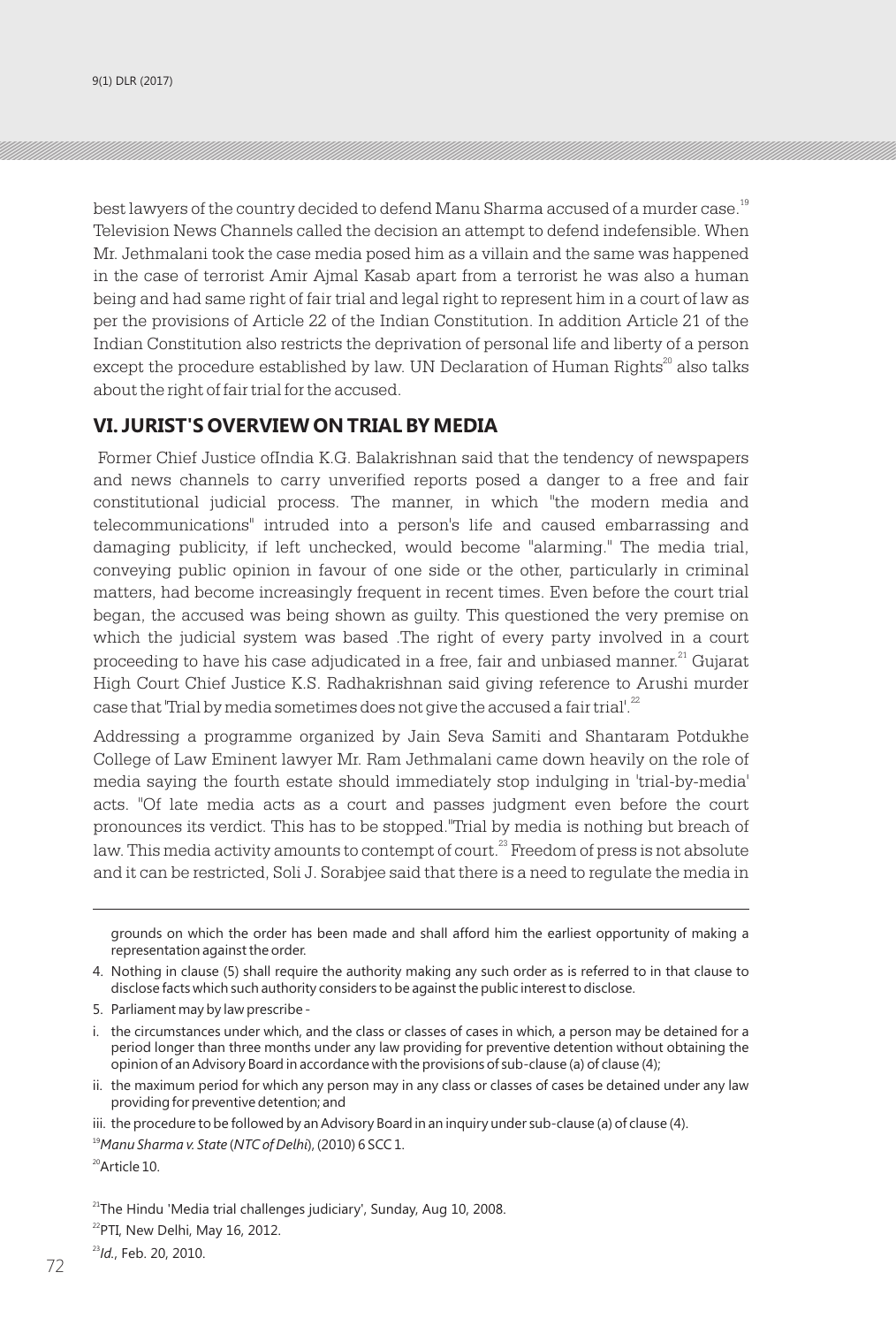best lawyers of the country decided to defend Manu Sharma accused of a murder case.[19] Television News Channels called the decision an attempt to defend indefensible. When Mr. Jethmalani took the case media posed him as a villain and the same was happened in the case of terrorist Amir Ajmal Kasab apart from a terrorist he was also a human being and had same right of fair trial and legal right to represent him in a court of law as per the provisions of Article 22 of the Indian Constitution. In addition Article 21 of the Indian Constitution also restricts the deprivation of personal life and liberty of a person except the procedure established by law. UN Declaration of Human Rights[20] also talks about the right of fair trial for the accused.

## VI. JURIST'S OVERVIEW ON TRIAL BY MEDIA

Former Chief Justice ofIndia K.G. Balakrishnan said that the tendency of newspapers and news channels to carry unverified reports posed a danger to a free and fair constitutional judicial process. The manner, in which "the modern media and telecommunications" intruded into a person's life and caused embarrassing and damaging publicity, if left unchecked, would become "alarming." The media trial, conveying public opinion in favour of one side or the other, particularly in criminal matters, had become increasingly frequent in recent times. Even before the court trial began, the accused was being shown as guilty. This questioned the very premise on which the judicial system was based .The right of every party involved in a court proceeding to have his case adjudicated in a free, fair and unbiased manner.[21] Gujarat High Court Chief Justice K.S. Radhakrishnan said giving reference to Arushi murder case that 'Trial by media sometimes does not give the accused a fair trial'.[22]

Addressing a programme organized by Jain Seva Samiti and Shantaram Potdukhe College of Law Eminent lawyer Mr. Ram Jethmalani came down heavily on the role of media saying the fourth estate should immediately stop indulging in 'trial-by-media' acts. "Of late media acts as a court and passes judgment even before the court pronounces its verdict. This has to be stopped."Trial by media is nothing but breach of law. This media activity amounts to contempt of court.[23] Freedom of press is not absolute and it can be restricted, Soli J. Sorabjee said that there is a need to regulate the media in

---

grounds on which the order has been made and shall afford him the earliest opportunity of making a representation against the order.

4. Nothing in clause (5) shall require the authority making any such order as is referred to in that clause to disclose facts which such authority considers to be against the public interest to disclose.

5. Parliament may by law prescribe -

i. the circumstances under which, and the class or classes of cases in which, a person may be detained for a period longer than three months under any law providing for preventive detention without obtaining the opinion of an Advisory Board in accordance with the provisions of sub-clause (a) of clause (4);

ii. the maximum period for which any person may in any class or classes of cases be detained under any law providing for preventive detention; and

iii. the procedure to be followed by an Advisory Board in an inquiry under sub-clause (a) of clause (4).

[19] *Manu Sharma v. State* (*NTC of Delhi*), (2010) 6 SCC 1.

[20] Article 10.

[21] The Hindu 'Media trial challenges judiciary', Sunday, Aug 10, 2008.

[22] PTI, New Delhi, May 16, 2012.

[23] *Id.*, Feb. 20, 2010.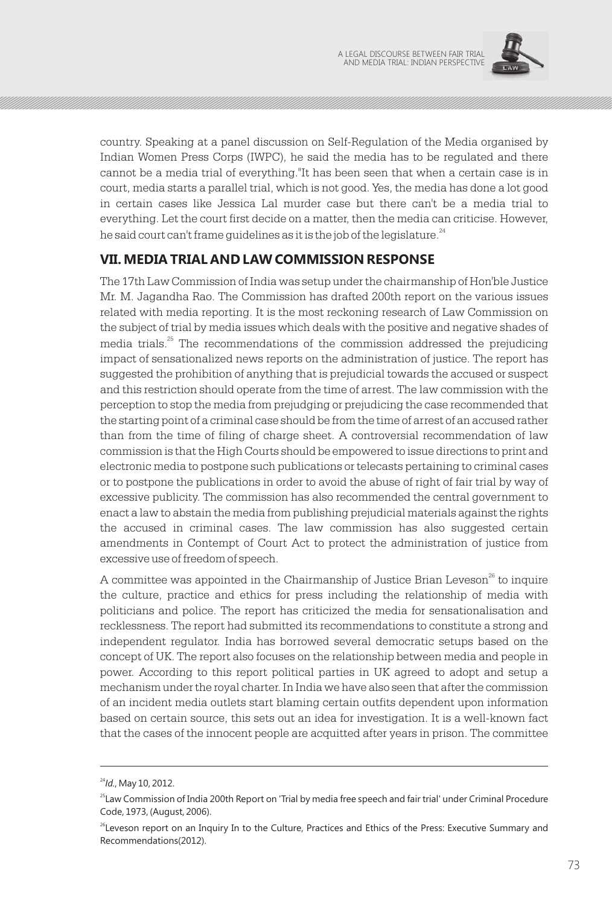country. Speaking at a panel discussion on Self-Regulation of the Media organised by Indian Women Press Corps (IWPC), he said the media has to be regulated and there cannot be a media trial of everything."It has been seen that when a certain case is in court, media starts a parallel trial, which is not good. Yes, the media has done a lot good in certain cases like Jessica Lal murder case but there can't be a media trial to everything. Let the court first decide on a matter, then the media can criticise. However, he said court can't frame guidelines as it is the job of the legislature.[24]

## VII. MEDIA TRIAL AND LAW COMMISSION RESPONSE

The 17th Law Commission of India was setup under the chairmanship of Hon'ble Justice Mr. M. Jagandha Rao. The Commission has drafted 200th report on the various issues related with media reporting. It is the most reckoning research of Law Commission on the subject of trial by media issues which deals with the positive and negative shades of media trials.[25] The recommendations of the commission addressed the prejudicing impact of sensationalized news reports on the administration of justice. The report has suggested the prohibition of anything that is prejudicial towards the accused or suspect and this restriction should operate from the time of arrest. The law commission with the perception to stop the media from prejudging or prejudicing the case recommended that the starting point of a criminal case should be from the time of arrest of an accused rather than from the time of filing of charge sheet. A controversial recommendation of law commission is that the High Courts should be empowered to issue directions to print and electronic media to postpone such publications or telecasts pertaining to criminal cases or to postpone the publications in order to avoid the abuse of right of fair trial by way of excessive publicity. The commission has also recommended the central government to enact a law to abstain the media from publishing prejudicial materials against the rights the accused in criminal cases. The law commission has also suggested certain amendments in Contempt of Court Act to protect the administration of justice from excessive use of freedom of speech.

A committee was appointed in the Chairmanship of Justice Brian Leveson[26] to inquire the culture, practice and ethics for press including the relationship of media with politicians and police. The report has criticized the media for sensationalisation and recklessness. The report had submitted its recommendations to constitute a strong and independent regulator. India has borrowed several democratic setups based on the concept of UK. The report also focuses on the relationship between media and people in power. According to this report political parties in UK agreed to adopt and setup a mechanism under the royal charter. In India we have also seen that after the commission of an incident media outlets start blaming certain outfits dependent upon information based on certain source, this sets out an idea for investigation. It is a well-known fact that the cases of the innocent people are acquitted after years in prison. The committee

---

[24] *Id.*, May 10, 2012.

[25] Law Commission of India 200th Report on 'Trial by media free speech and fair trial' under Criminal Procedure Code, 1973, (August, 2006).

[26] Leveson report on an Inquiry In to the Culture, Practices and Ethics of the Press: Executive Summary and Recommendations(2012).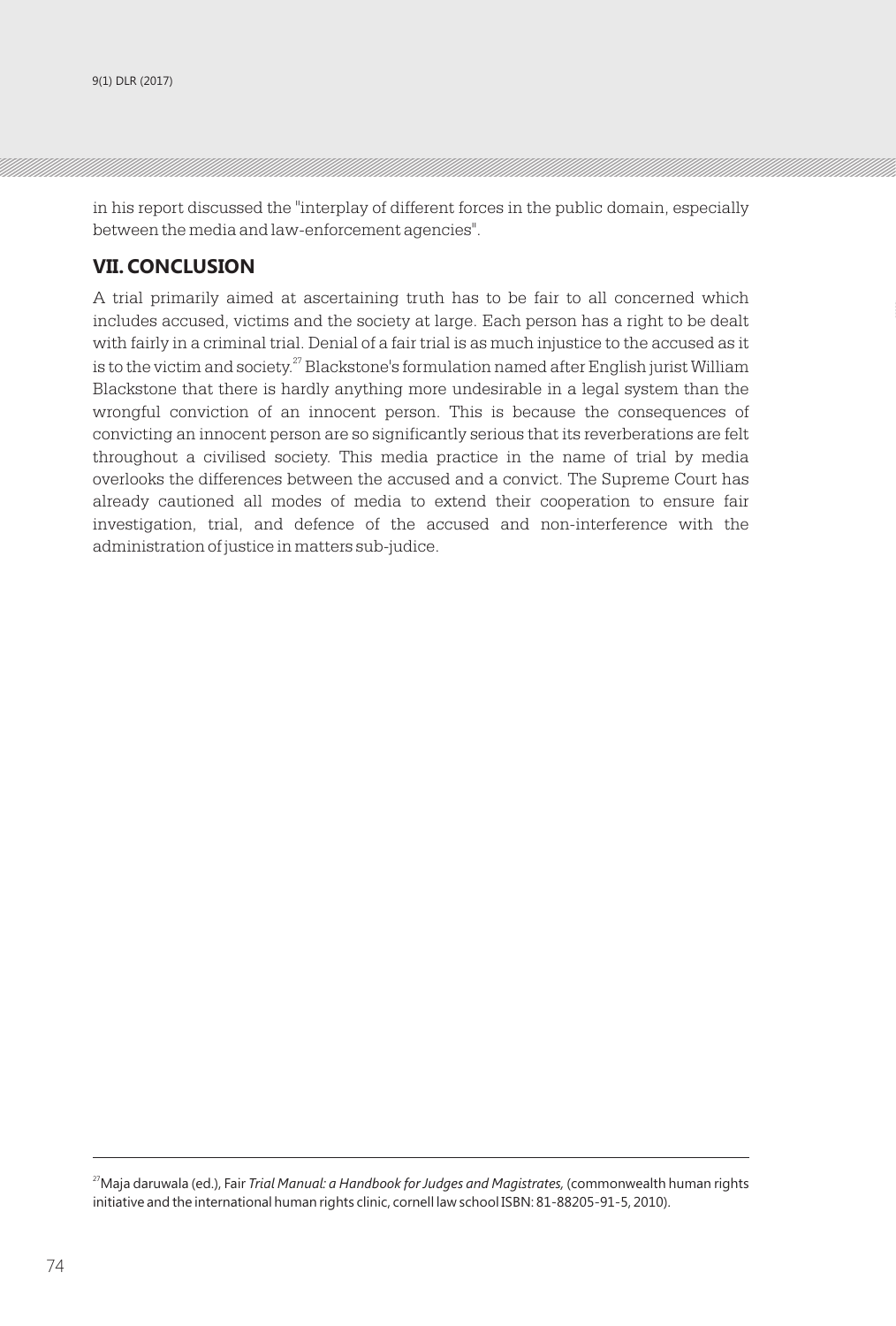in his report discussed the "interplay of different forces in the public domain, especially between the media and law-enforcement agencies".

## VII. CONCLUSION

A trial primarily aimed at ascertaining truth has to be fair to all concerned which includes accused, victims and the society at large. Each person has a right to be dealt with fairly in a criminal trial. Denial of a fair trial is as much injustice to the accused as it is to the victim and society.[27] Blackstone's formulation named after English jurist William Blackstone that there is hardly anything more undesirable in a legal system than the wrongful conviction of an innocent person. This is because the consequences of convicting an innocent person are so significantly serious that its reverberations are felt throughout a civilised society. This media practice in the name of trial by media overlooks the differences between the accused and a convict. The Supreme Court has already cautioned all modes of media to extend their cooperation to ensure fair investigation, trial, and defence of the accused and non-interference with the administration of justice in matters sub-judice.

---

[27] Maja daruwala (ed.), Fair *Trial Manual: a Handbook for Judges and Magistrates,* (commonwealth human rights initiative and the international human rights clinic, cornell law school ISBN: 81-88205-91-5, 2010).